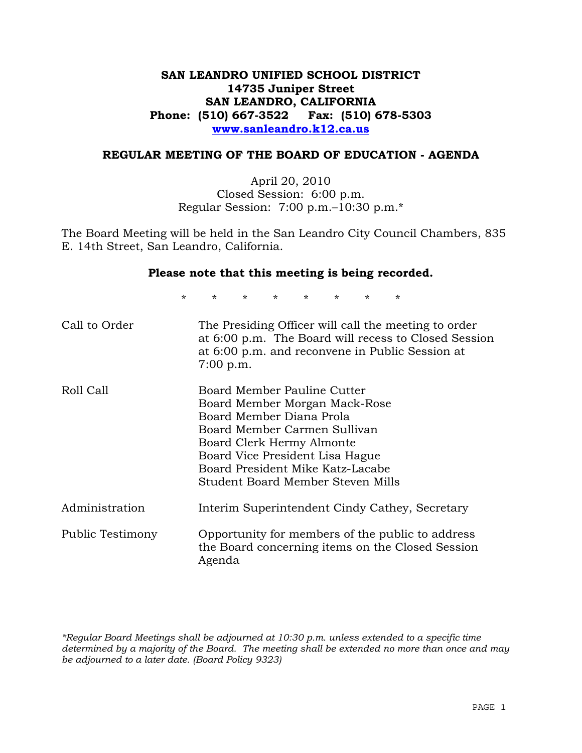# SAN LEANDRO UNIFIED SCHOOL DISTRICT
**14735 Juniper Street**
**SAN LEANDRO, CALIFORNIA**
**Phone: (510) 667-3522 Fax: (510) 678-5303**
**www.sanleandro.k12.ca.us**

## REGULAR MEETING OF THE BOARD OF EDUCATION - AGENDA

April 20, 2010
Closed Session: 6:00 p.m.
Regular Session: 7:00 p.m.–10:30 p.m.*

The Board Meeting will be held in the San Leandro City Council Chambers, 835 E. 14th Street, San Leandro, California.

**Please note that this meeting is being recorded.**

\* \* \* \* \* \* \* \*

| | |
|---|---|
| Call to Order | The Presiding Officer will call the meeting to order at 6:00 p.m. The Board will recess to Closed Session at 6:00 p.m. and reconvene in Public Session at 7:00 p.m. |
| Roll Call | Board Member Pauline Cutter<br>Board Member Morgan Mack-Rose<br>Board Member Diana Prola<br>Board Member Carmen Sullivan<br>Board Clerk Hermy Almonte<br>Board Vice President Lisa Hague<br>Board President Mike Katz-Lacabe<br>Student Board Member Steven Mills |
| Administration | Interim Superintendent Cindy Cathey, Secretary |
| Public Testimony | Opportunity for members of the public to address the Board concerning items on the Closed Session Agenda |

*\*Regular Board Meetings shall be adjourned at 10:30 p.m. unless extended to a specific time determined by a majority of the Board. The meeting shall be extended no more than once and may be adjourned to a later date. (Board Policy 9323)*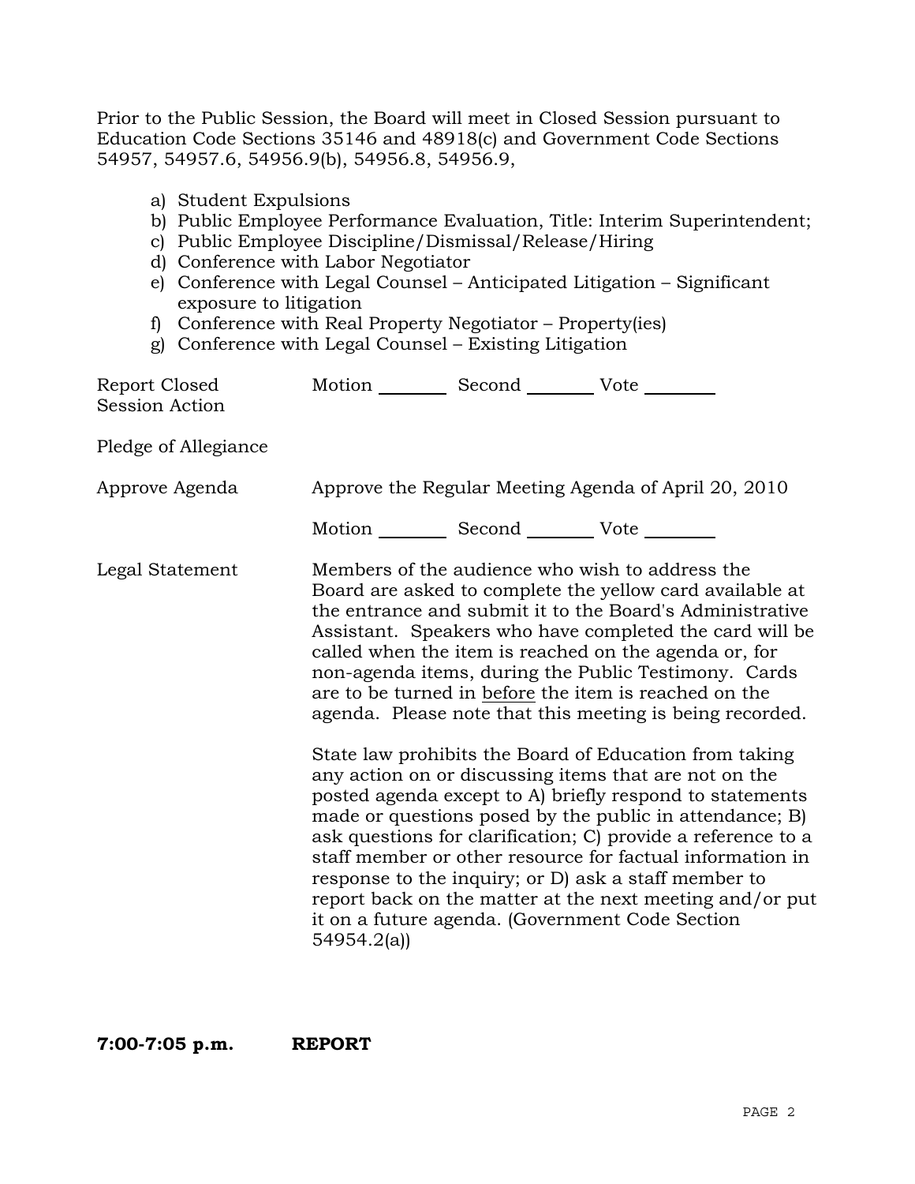Prior to the Public Session, the Board will meet in Closed Session pursuant to Education Code Sections 35146 and 48918(c) and Government Code Sections 54957, 54957.6, 54956.9(b), 54956.8, 54956.9,

a) Student Expulsions
b) Public Employee Performance Evaluation, Title: Interim Superintendent;
c) Public Employee Discipline/Dismissal/Release/Hiring
d) Conference with Labor Negotiator
e) Conference with Legal Counsel – Anticipated Litigation – Significant exposure to litigation
f) Conference with Real Property Negotiator – Property(ies)
g) Conference with Legal Counsel – Existing Litigation

Report Closed Session Action — Motion ________ Second ________ Vote ________

Pledge of Allegiance

Approve Agenda — Approve the Regular Meeting Agenda of April 20, 2010

Motion ________ Second ________ Vote ________

Legal Statement — Members of the audience who wish to address the Board are asked to complete the yellow card available at the entrance and submit it to the Board's Administrative Assistant. Speakers who have completed the card will be called when the item is reached on the agenda or, for non-agenda items, during the Public Testimony. Cards are to be turned in <u>before</u> the item is reached on the agenda. Please note that this meeting is being recorded.

State law prohibits the Board of Education from taking any action on or discussing items that are not on the posted agenda except to A) briefly respond to statements made or questions posed by the public in attendance; B) ask questions for clarification; C) provide a reference to a staff member or other resource for factual information in response to the inquiry; or D) ask a staff member to report back on the matter at the next meeting and/or put it on a future agenda. (Government Code Section 54954.2(a))

**7:00-7:05 p.m. REPORT**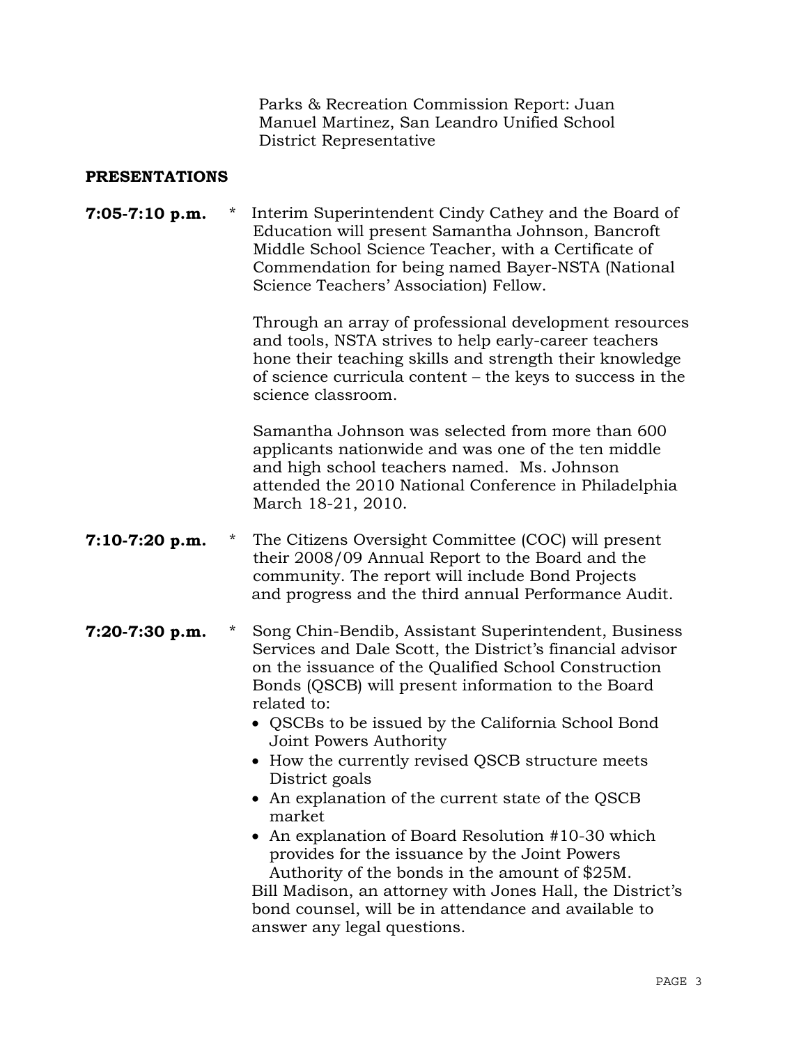Parks & Recreation Commission Report: Juan Manuel Martinez, San Leandro Unified School District Representative

## PRESENTATIONS

**7:05-7:10 p.m.** * Interim Superintendent Cindy Cathey and the Board of Education will present Samantha Johnson, Bancroft Middle School Science Teacher, with a Certificate of Commendation for being named Bayer-NSTA (National Science Teachers' Association) Fellow.

Through an array of professional development resources and tools, NSTA strives to help early-career teachers hone their teaching skills and strength their knowledge of science curricula content – the keys to success in the science classroom.

Samantha Johnson was selected from more than 600 applicants nationwide and was one of the ten middle and high school teachers named. Ms. Johnson attended the 2010 National Conference in Philadelphia March 18-21, 2010.

**7:10-7:20 p.m.** * The Citizens Oversight Committee (COC) will present their 2008/09 Annual Report to the Board and the community. The report will include Bond Projects and progress and the third annual Performance Audit.

**7:20-7:30 p.m.** * Song Chin-Bendib, Assistant Superintendent, Business Services and Dale Scott, the District's financial advisor on the issuance of the Qualified School Construction Bonds (QSCB) will present information to the Board related to:

- QSCBs to be issued by the California School Bond Joint Powers Authority
- How the currently revised QSCB structure meets District goals
- An explanation of the current state of the QSCB market
- An explanation of Board Resolution #10-30 which provides for the issuance by the Joint Powers Authority of the bonds in the amount of $25M.

Bill Madison, an attorney with Jones Hall, the District's bond counsel, will be in attendance and available to answer any legal questions.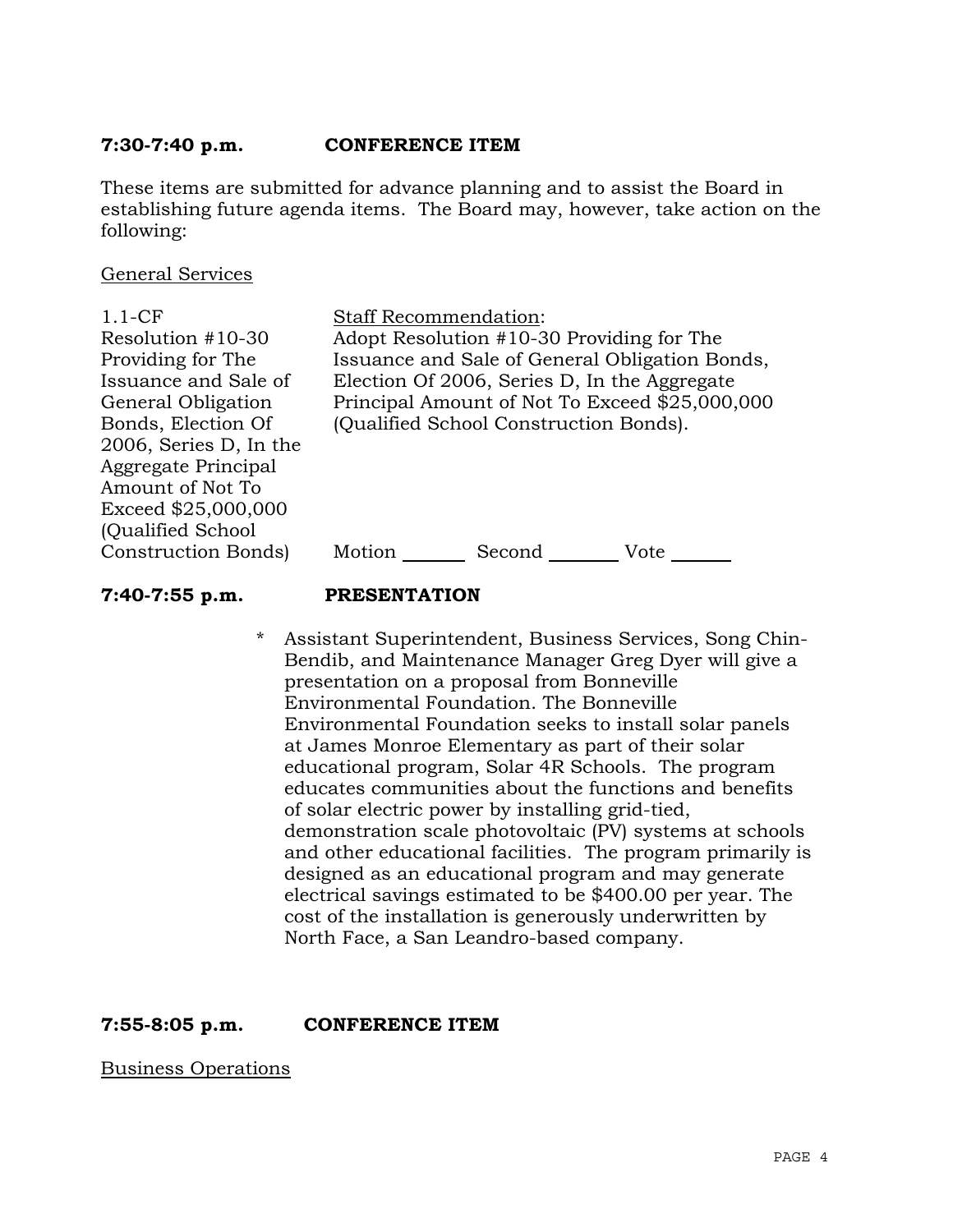**7:30-7:40 p.m. CONFERENCE ITEM**

These items are submitted for advance planning and to assist the Board in establishing future agenda items. The Board may, however, take action on the following:

General Services

| | |
|---|---|
| 1.1-CF<br>Resolution #10-30 Providing for The Issuance and Sale of General Obligation Bonds, Election Of 2006, Series D, In the Aggregate Principal Amount of Not To Exceed $25,000,000 (Qualified School Construction Bonds) | Staff Recommendation:<br>Adopt Resolution #10-30 Providing for The Issuance and Sale of General Obligation Bonds, Election Of 2006, Series D, In the Aggregate Principal Amount of Not To Exceed $25,000,000 (Qualified School Construction Bonds).<br><br>Motion ______ Second ______ Vote ______ |

**7:40-7:55 p.m. PRESENTATION**

* Assistant Superintendent, Business Services, Song Chin-Bendib, and Maintenance Manager Greg Dyer will give a presentation on a proposal from Bonneville Environmental Foundation. The Bonneville Environmental Foundation seeks to install solar panels at James Monroe Elementary as part of their solar educational program, Solar 4R Schools. The program educates communities about the functions and benefits of solar electric power by installing grid-tied, demonstration scale photovoltaic (PV) systems at schools and other educational facilities. The program primarily is designed as an educational program and may generate electrical savings estimated to be $400.00 per year. The cost of the installation is generously underwritten by North Face, a San Leandro-based company.

**7:55-8:05 p.m. CONFERENCE ITEM**

Business Operations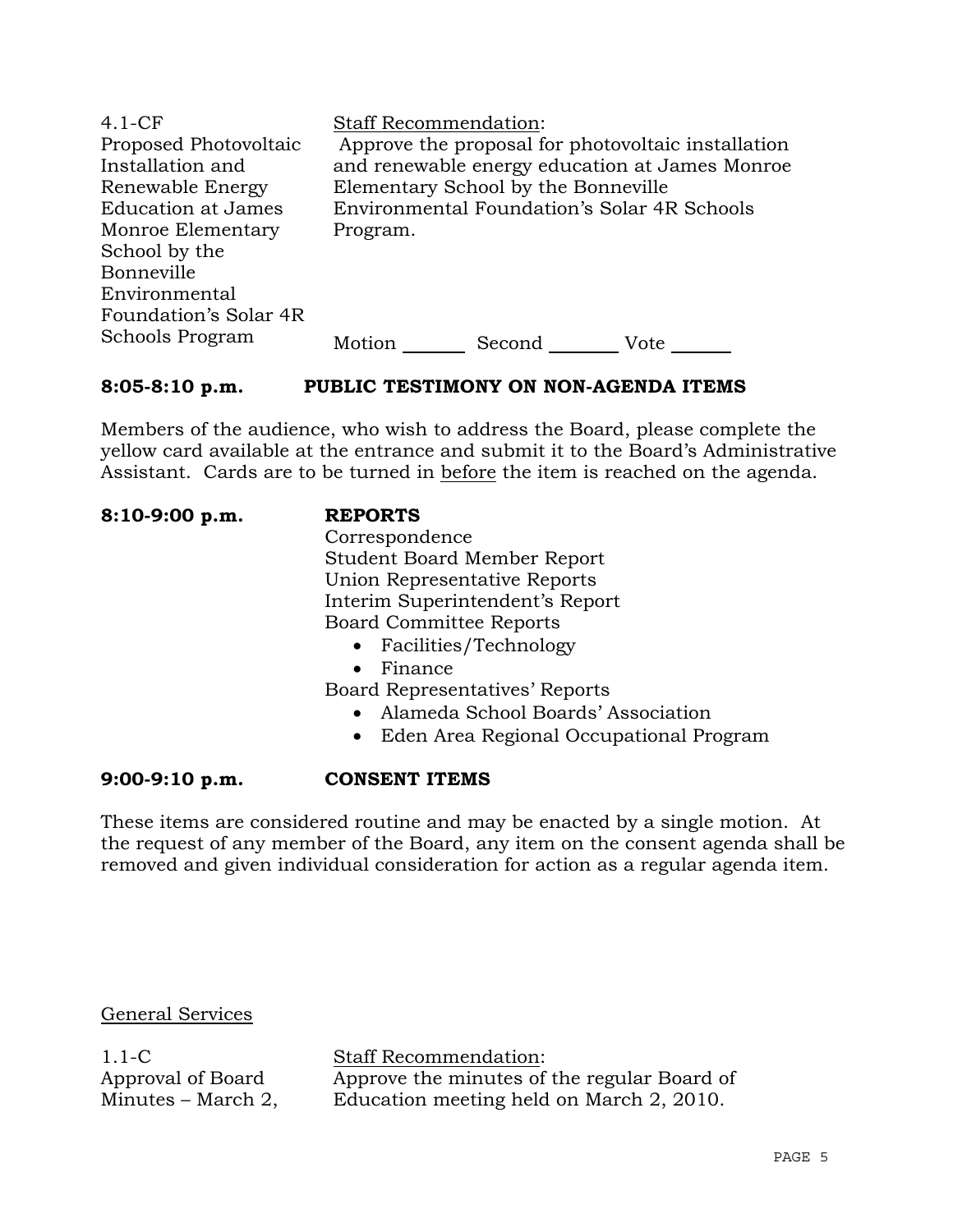| | |
|---|---|
| 4.1-CF<br>Proposed Photovoltaic Installation and Renewable Energy Education at James Monroe Elementary School by the Bonneville Environmental Foundation's Solar 4R Schools Program | Staff Recommendation:<br>Approve the proposal for photovoltaic installation and renewable energy education at James Monroe Elementary School by the Bonneville Environmental Foundation's Solar 4R Schools Program.<br><br>Motion ______ Second ______ Vote ______ |

**8:05-8:10 p.m. PUBLIC TESTIMONY ON NON-AGENDA ITEMS**

Members of the audience, who wish to address the Board, please complete the yellow card available at the entrance and submit it to the Board's Administrative Assistant. Cards are to be turned in before the item is reached on the agenda.

**8:10-9:00 p.m. REPORTS**

Correspondence
Student Board Member Report
Union Representative Reports
Interim Superintendent's Report
Board Committee Reports

- Facilities/Technology
- Finance

Board Representatives' Reports

- Alameda School Boards' Association
- Eden Area Regional Occupational Program

**9:00-9:10 p.m. CONSENT ITEMS**

These items are considered routine and may be enacted by a single motion. At the request of any member of the Board, any item on the consent agenda shall be removed and given individual consideration for action as a regular agenda item.

General Services

| | |
|---|---|
| 1.1-C<br>Approval of Board Minutes – March 2, | Staff Recommendation:<br>Approve the minutes of the regular Board of Education meeting held on March 2, 2010. |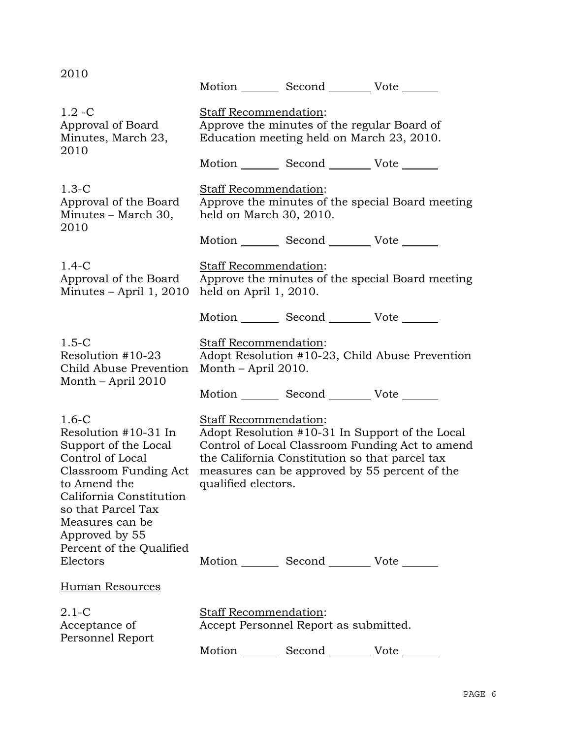2010

Motion _______ Second _______ Vote ______

1.2 -C
Approval of Board Minutes, March 23, 2010

Staff Recommendation:
Approve the minutes of the regular Board of Education meeting held on March 23, 2010.

Motion _______ Second _______ Vote ______

1.3-C
Approval of the Board Minutes – March 30, 2010

Staff Recommendation:
Approve the minutes of the special Board meeting held on March 30, 2010.

Motion _______ Second _______ Vote ______

1.4-C
Approval of the Board Minutes – April 1, 2010

Staff Recommendation:
Approve the minutes of the special Board meeting held on April 1, 2010.

Motion _______ Second _______ Vote ______

1.5-C
Resolution #10-23 Child Abuse Prevention Month – April 2010

Staff Recommendation:
Adopt Resolution #10-23, Child Abuse Prevention Month – April 2010.

Motion _______ Second _______ Vote ______

1.6-C
Resolution #10-31 In Support of the Local Control of Local Classroom Funding Act to Amend the California Constitution so that Parcel Tax Measures can be Approved by 55 Percent of the Qualified Electors

Staff Recommendation:
Adopt Resolution #10-31 In Support of the Local Control of Local Classroom Funding Act to amend the California Constitution so that parcel tax measures can be approved by 55 percent of the qualified electors.

Motion _______ Second _______ Vote ______

Human Resources

2.1-C
Acceptance of Personnel Report

Staff Recommendation:
Accept Personnel Report as submitted.

Motion _______ Second _______ Vote ______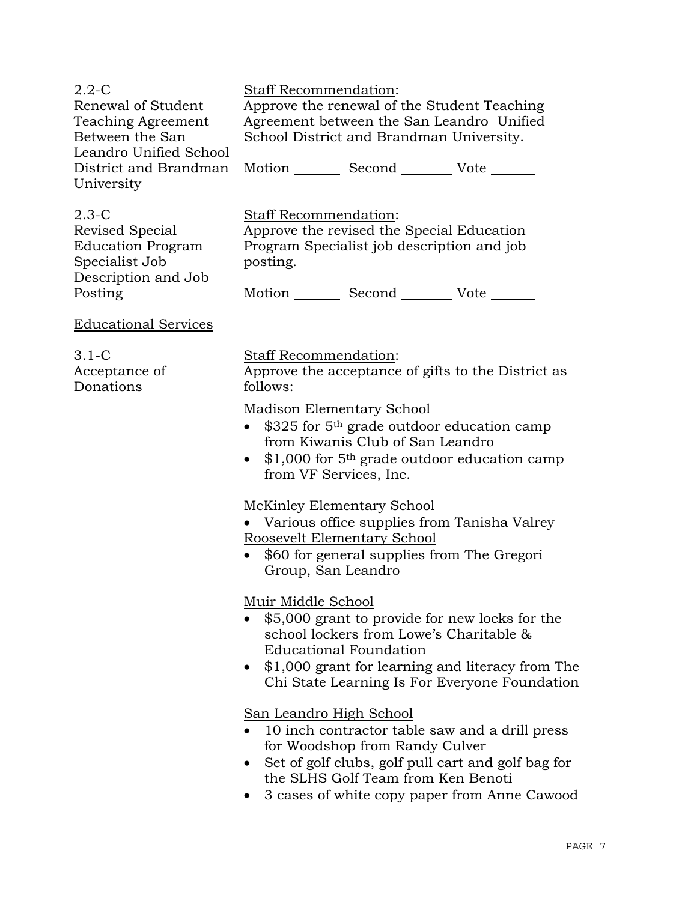2.2-C
Renewal of Student Teaching Agreement Between the San Leandro Unified School District and Brandman University

Staff Recommendation:
Approve the renewal of the Student Teaching Agreement between the San Leandro Unified School District and Brandman University.

Motion _______ Second _______ Vote _______

2.3-C
Revised Special Education Program Specialist Job Description and Job Posting

Staff Recommendation:
Approve the revised the Special Education Program Specialist job description and job posting.

Motion _______ Second _______ Vote _______

Educational Services

3.1-C
Acceptance of Donations

Staff Recommendation:
Approve the acceptance of gifts to the District as follows:

Madison Elementary School

- $325 for 5th grade outdoor education camp from Kiwanis Club of San Leandro
- $1,000 for 5th grade outdoor education camp from VF Services, Inc.

McKinley Elementary School

- Various office supplies from Tanisha Valrey

Roosevelt Elementary School

- $60 for general supplies from The Gregori Group, San Leandro

Muir Middle School

- $5,000 grant to provide for new locks for the school lockers from Lowe's Charitable & Educational Foundation
- $1,000 grant for learning and literacy from The Chi State Learning Is For Everyone Foundation

San Leandro High School

- 10 inch contractor table saw and a drill press for Woodshop from Randy Culver
- Set of golf clubs, golf pull cart and golf bag for the SLHS Golf Team from Ken Benoti
- 3 cases of white copy paper from Anne Cawood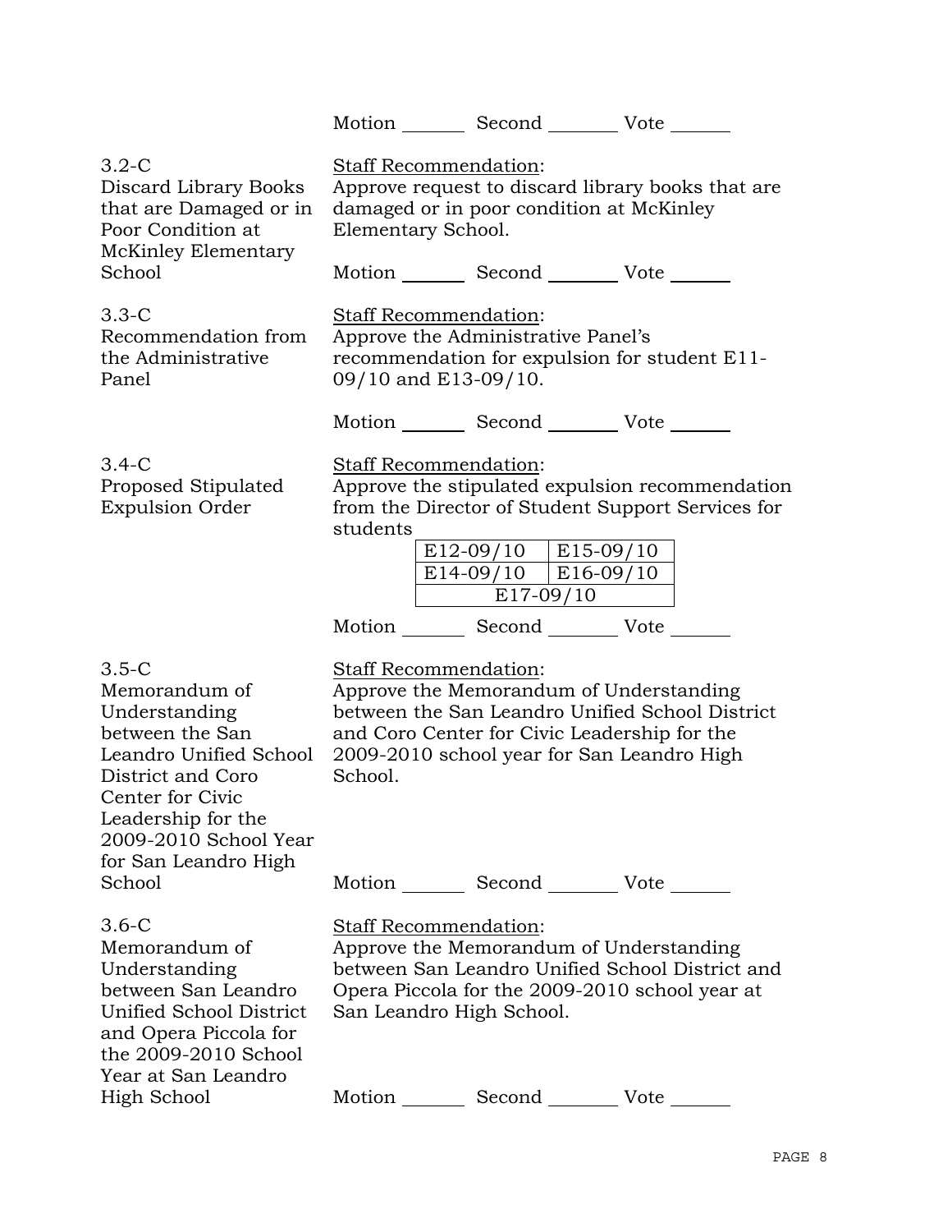Motion _______ Second _______ Vote _______

3.2-C
Discard Library Books that are Damaged or in Poor Condition at McKinley Elementary School

Staff Recommendation:
Approve request to discard library books that are damaged or in poor condition at McKinley Elementary School.

Motion _______ Second _______ Vote _______

3.3-C
Recommendation from the Administrative Panel

Staff Recommendation:
Approve the Administrative Panel's recommendation for expulsion for student E11-09/10 and E13-09/10.

Motion _______ Second _______ Vote _______

3.4-C
Proposed Stipulated Expulsion Order

Staff Recommendation:
Approve the stipulated expulsion recommendation from the Director of Student Support Services for students

| E12-09/10 | E15-09/10 |
|---|---|
| E14-09/10 | E16-09/10 |
| E17-09/10 | |

Motion _______ Second _______ Vote _______

3.5-C
Memorandum of Understanding between the San Leandro Unified School District and Coro Center for Civic Leadership for the 2009-2010 School Year for San Leandro High School

Staff Recommendation:
Approve the Memorandum of Understanding between the San Leandro Unified School District and Coro Center for Civic Leadership for the 2009-2010 school year for San Leandro High School.

Motion _______ Second _______ Vote _______

3.6-C
Memorandum of Understanding between San Leandro Unified School District and Opera Piccola for the 2009-2010 School Year at San Leandro High School

Staff Recommendation:
Approve the Memorandum of Understanding between San Leandro Unified School District and Opera Piccola for the 2009-2010 school year at San Leandro High School.

Motion _______ Second _______ Vote _______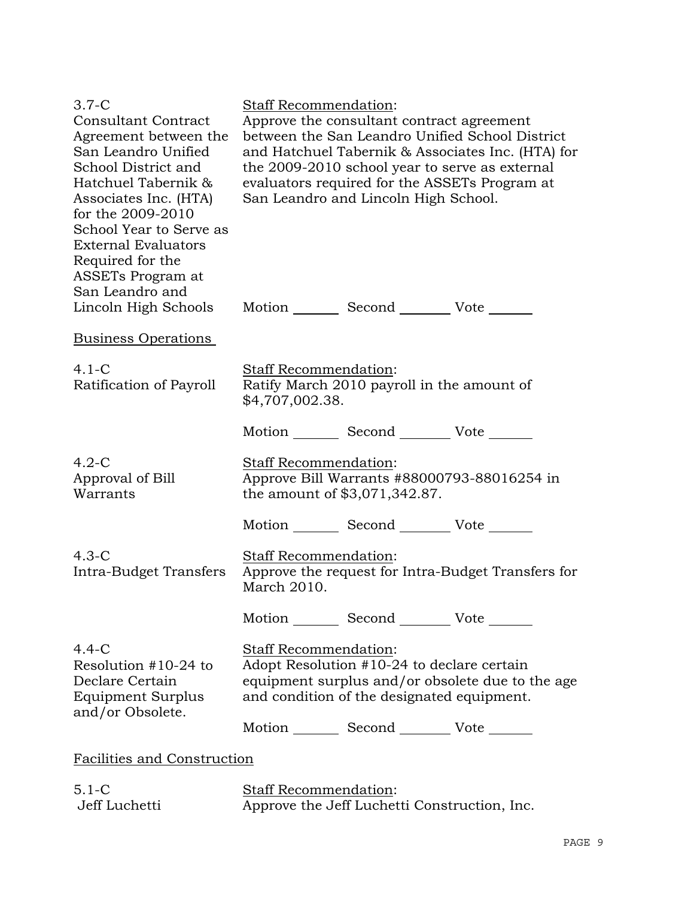3.7-C
Consultant Contract Agreement between the San Leandro Unified School District and Hatchuel Tabernik & Associates Inc. (HTA) for the 2009-2010 School Year to Serve as External Evaluators Required for the ASSETs Program at San Leandro and Lincoln High Schools

Staff Recommendation:
Approve the consultant contract agreement between the San Leandro Unified School District and Hatchuel Tabernik & Associates Inc. (HTA) for the 2009-2010 school year to serve as external evaluators required for the ASSETs Program at San Leandro and Lincoln High School.

Motion _______ Second _______ Vote _______

Business Operations

4.1-C
Ratification of Payroll

Staff Recommendation:
Ratify March 2010 payroll in the amount of $4,707,002.38.

Motion _______ Second _______ Vote _______

4.2-C
Approval of Bill Warrants

Staff Recommendation:
Approve Bill Warrants #88000793-88016254 in the amount of $3,071,342.87.

Motion _______ Second _______ Vote _______

4.3-C
Intra-Budget Transfers

Staff Recommendation:
Approve the request for Intra-Budget Transfers for March 2010.

Motion _______ Second _______ Vote _______

4.4-C
Resolution #10-24 to Declare Certain Equipment Surplus and/or Obsolete.

Staff Recommendation:
Adopt Resolution #10-24 to declare certain equipment surplus and/or obsolete due to the age and condition of the designated equipment.

Motion _______ Second _______ Vote _______

Facilities and Construction

5.1-C
Jeff Luchetti

Staff Recommendation:
Approve the Jeff Luchetti Construction, Inc.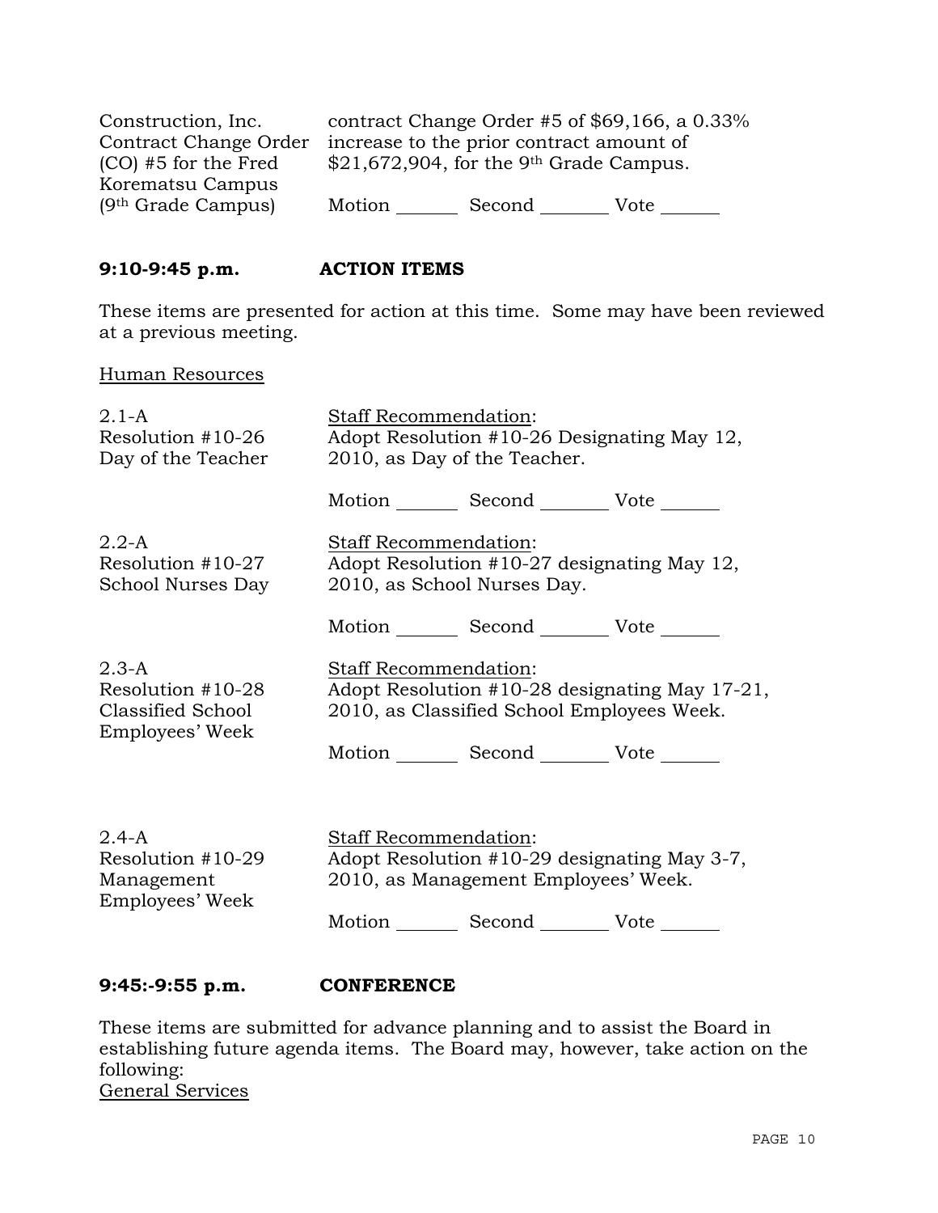| | |
|---|---|
| Construction, Inc. Contract Change Order (CO) #5 for the Fred Korematsu Campus (9th Grade Campus) | contract Change Order #5 of $69,166, a 0.33% increase to the prior contract amount of $21,672,904, for the 9th Grade Campus.<br><br>Motion _______ Second _______ Vote _______ |

## 9:10-9:45 p.m. ACTION ITEMS

These items are presented for action at this time. Some may have been reviewed at a previous meeting.

Human Resources

| | |
|---|---|
| 2.1-A<br>Resolution #10-26<br>Day of the Teacher | Staff Recommendation:<br>Adopt Resolution #10-26 Designating May 12, 2010, as Day of the Teacher.<br><br>Motion _______ Second _______ Vote _______ |
| 2.2-A<br>Resolution #10-27<br>School Nurses Day | Staff Recommendation:<br>Adopt Resolution #10-27 designating May 12, 2010, as School Nurses Day.<br><br>Motion _______ Second _______ Vote _______ |
| 2.3-A<br>Resolution #10-28<br>Classified School Employees' Week | Staff Recommendation:<br>Adopt Resolution #10-28 designating May 17-21, 2010, as Classified School Employees Week.<br><br>Motion _______ Second _______ Vote _______ |
| 2.4-A<br>Resolution #10-29<br>Management Employees' Week | Staff Recommendation:<br>Adopt Resolution #10-29 designating May 3-7, 2010, as Management Employees' Week.<br><br>Motion _______ Second _______ Vote _______ |

## 9:45:-9:55 p.m. CONFERENCE

These items are submitted for advance planning and to assist the Board in establishing future agenda items. The Board may, however, take action on the following:

General Services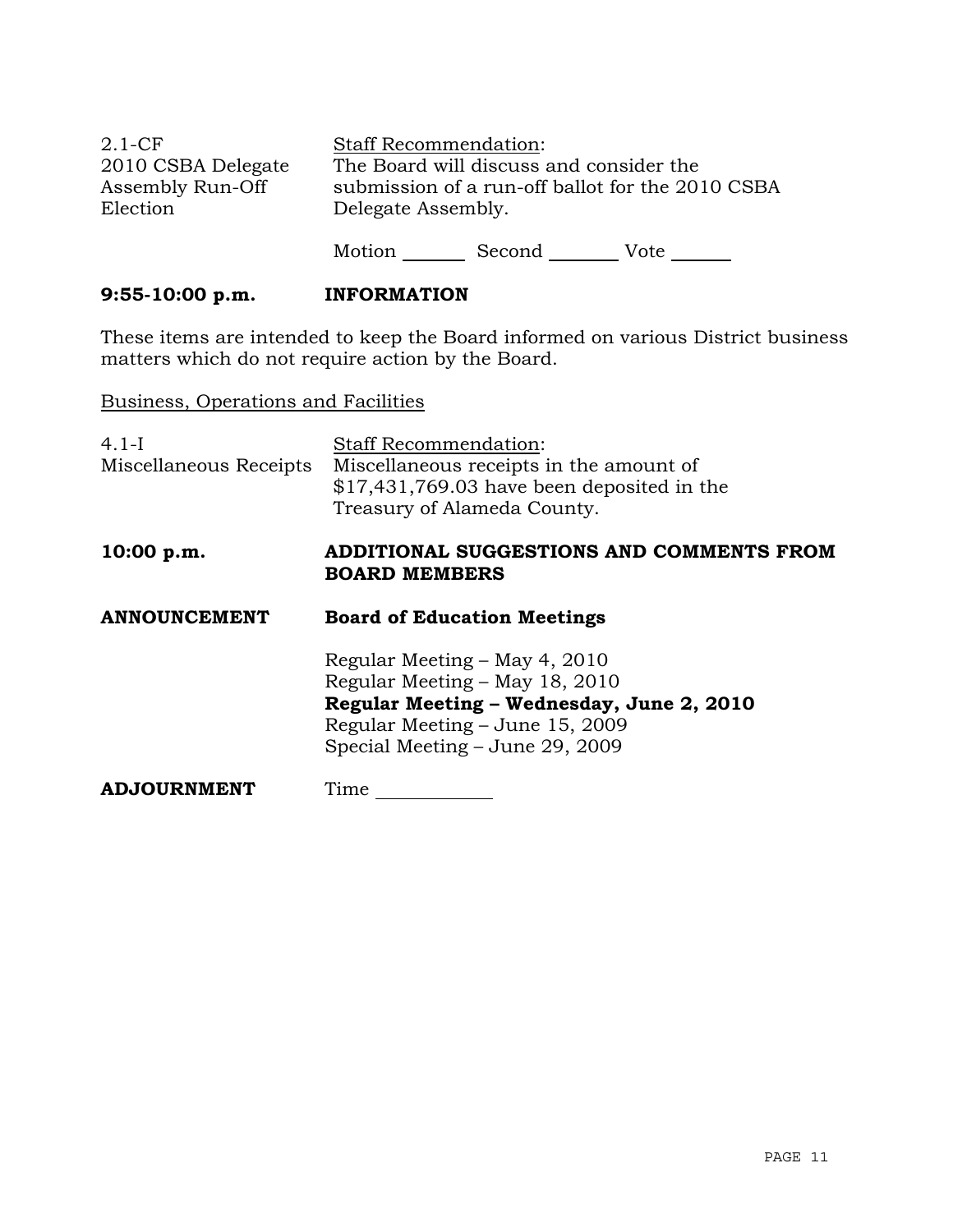2.1-CF 2010 CSBA Delegate Assembly Run-Off Election

Staff Recommendation:
The Board will discuss and consider the submission of a run-off ballot for the 2010 CSBA Delegate Assembly.

Motion _______ Second ________ Vote ______

**9:55-10:00 p.m. INFORMATION**

These items are intended to keep the Board informed on various District business matters which do not require action by the Board.

Business, Operations and Facilities

4.1-I Miscellaneous Receipts

Staff Recommendation:
Miscellaneous receipts in the amount of $17,431,769.03 have been deposited in the Treasury of Alameda County.

**10:00 p.m. ADDITIONAL SUGGESTIONS AND COMMENTS FROM BOARD MEMBERS**

**ANNOUNCEMENT Board of Education Meetings**

Regular Meeting – May 4, 2010
Regular Meeting – May 18, 2010
**Regular Meeting – Wednesday, June 2, 2010**
Regular Meeting – June 15, 2009
Special Meeting – June 29, 2009

**ADJOURNMENT** Time ____________